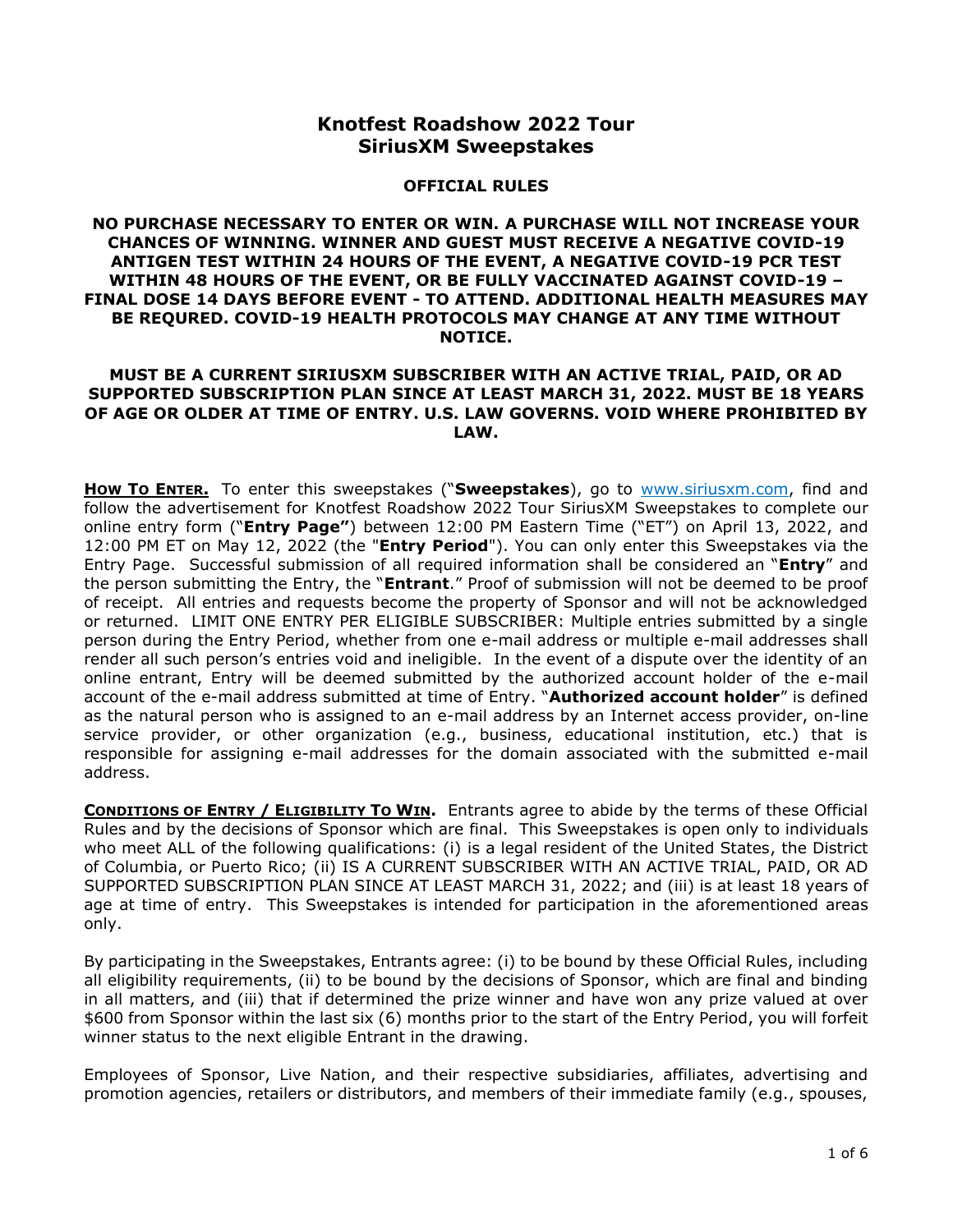# Knotfest Roadshow 2022 Tour
# SiriusXM Sweepstakes

## OFFICIAL RULES

**NO PURCHASE NECESSARY TO ENTER OR WIN. A PURCHASE WILL NOT INCREASE YOUR CHANCES OF WINNING. WINNER AND GUEST MUST RECEIVE A NEGATIVE COVID-19 ANTIGEN TEST WITHIN 24 HOURS OF THE EVENT, A NEGATIVE COVID-19 PCR TEST WITHIN 48 HOURS OF THE EVENT, OR BE FULLY VACCINATED AGAINST COVID-19 – FINAL DOSE 14 DAYS BEFORE EVENT - TO ATTEND. ADDITIONAL HEALTH MEASURES MAY BE REQURED. COVID-19 HEALTH PROTOCOLS MAY CHANGE AT ANY TIME WITHOUT NOTICE.**

**MUST BE A CURRENT SIRIUSXM SUBSCRIBER WITH AN ACTIVE TRIAL, PAID, OR AD SUPPORTED SUBSCRIPTION PLAN SINCE AT LEAST MARCH 31, 2022. MUST BE 18 YEARS OF AGE OR OLDER AT TIME OF ENTRY. U.S. LAW GOVERNS. VOID WHERE PROHIBITED BY LAW.**

**HOW TO ENTER.** To enter this sweepstakes ("**Sweepstakes**"), go to www.siriusxm.com, find and follow the advertisement for Knotfest Roadshow 2022 Tour SiriusXM Sweepstakes to complete our online entry form ("**Entry Page"**) between 12:00 PM Eastern Time ("ET") on April 13, 2022, and 12:00 PM ET on May 12, 2022 (the "**Entry Period**"). You can only enter this Sweepstakes via the Entry Page. Successful submission of all required information shall be considered an "**Entry**" and the person submitting the Entry, the "**Entrant**." Proof of submission will not be deemed to be proof of receipt. All entries and requests become the property of Sponsor and will not be acknowledged or returned. LIMIT ONE ENTRY PER ELIGIBLE SUBSCRIBER: Multiple entries submitted by a single person during the Entry Period, whether from one e-mail address or multiple e-mail addresses shall render all such person's entries void and ineligible. In the event of a dispute over the identity of an online entrant, Entry will be deemed submitted by the authorized account holder of the e-mail account of the e-mail address submitted at time of Entry. "**Authorized account holder**" is defined as the natural person who is assigned to an e-mail address by an Internet access provider, on-line service provider, or other organization (e.g., business, educational institution, etc.) that is responsible for assigning e-mail addresses for the domain associated with the submitted e-mail address.

**CONDITIONS OF ENTRY / ELIGIBILITY TO WIN.** Entrants agree to abide by the terms of these Official Rules and by the decisions of Sponsor which are final. This Sweepstakes is open only to individuals who meet ALL of the following qualifications: (i) is a legal resident of the United States, the District of Columbia, or Puerto Rico; (ii) IS A CURRENT SUBSCRIBER WITH AN ACTIVE TRIAL, PAID, OR AD SUPPORTED SUBSCRIPTION PLAN SINCE AT LEAST MARCH 31, 2022; and (iii) is at least 18 years of age at time of entry. This Sweepstakes is intended for participation in the aforementioned areas only.

By participating in the Sweepstakes, Entrants agree: (i) to be bound by these Official Rules, including all eligibility requirements, (ii) to be bound by the decisions of Sponsor, which are final and binding in all matters, and (iii) that if determined the prize winner and have won any prize valued at over $600 from Sponsor within the last six (6) months prior to the start of the Entry Period, you will forfeit winner status to the next eligible Entrant in the drawing.

Employees of Sponsor, Live Nation, and their respective subsidiaries, affiliates, advertising and promotion agencies, retailers or distributors, and members of their immediate family (e.g., spouses,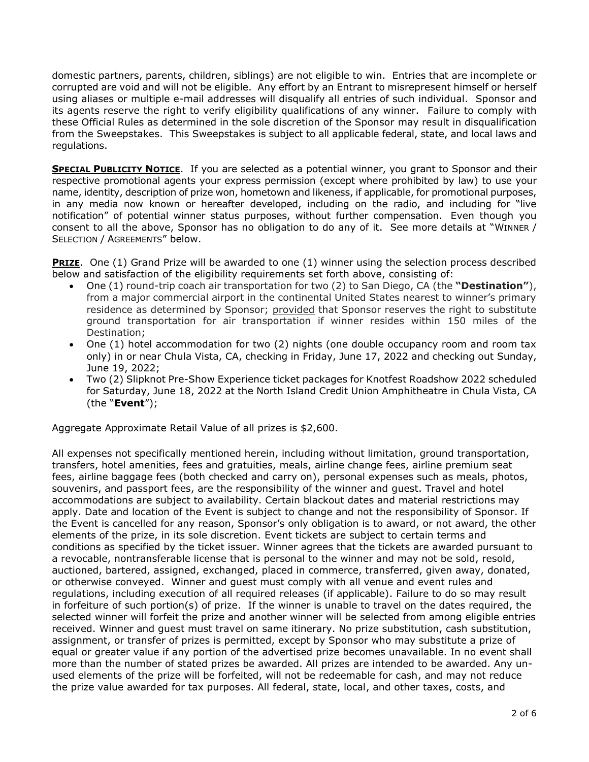domestic partners, parents, children, siblings) are not eligible to win. Entries that are incomplete or corrupted are void and will not be eligible. Any effort by an Entrant to misrepresent himself or herself using aliases or multiple e-mail addresses will disqualify all entries of such individual. Sponsor and its agents reserve the right to verify eligibility qualifications of any winner. Failure to comply with these Official Rules as determined in the sole discretion of the Sponsor may result in disqualification from the Sweepstakes. This Sweepstakes is subject to all applicable federal, state, and local laws and regulations.

**SPECIAL PUBLICITY NOTICE**. If you are selected as a potential winner, you grant to Sponsor and their respective promotional agents your express permission (except where prohibited by law) to use your name, identity, description of prize won, hometown and likeness, if applicable, for promotional purposes, in any media now known or hereafter developed, including on the radio, and including for "live notification" of potential winner status purposes, without further compensation. Even though you consent to all the above, Sponsor has no obligation to do any of it. See more details at "WINNER / SELECTION / AGREEMENTS" below.

**PRIZE**. One (1) Grand Prize will be awarded to one (1) winner using the selection process described below and satisfaction of the eligibility requirements set forth above, consisting of:

- One (1) round-trip coach air transportation for two (2) to San Diego, CA (the **"Destination"**), from a major commercial airport in the continental United States nearest to winner's primary residence as determined by Sponsor; provided that Sponsor reserves the right to substitute ground transportation for air transportation if winner resides within 150 miles of the Destination;
- One (1) hotel accommodation for two (2) nights (one double occupancy room and room tax only) in or near Chula Vista, CA, checking in Friday, June 17, 2022 and checking out Sunday, June 19, 2022;
- Two (2) Slipknot Pre-Show Experience ticket packages for Knotfest Roadshow 2022 scheduled for Saturday, June 18, 2022 at the North Island Credit Union Amphitheatre in Chula Vista, CA (the "**Event**");

Aggregate Approximate Retail Value of all prizes is $2,600.

All expenses not specifically mentioned herein, including without limitation, ground transportation, transfers, hotel amenities, fees and gratuities, meals, airline change fees, airline premium seat fees, airline baggage fees (both checked and carry on), personal expenses such as meals, photos, souvenirs, and passport fees, are the responsibility of the winner and guest. Travel and hotel accommodations are subject to availability. Certain blackout dates and material restrictions may apply. Date and location of the Event is subject to change and not the responsibility of Sponsor. If the Event is cancelled for any reason, Sponsor's only obligation is to award, or not award, the other elements of the prize, in its sole discretion. Event tickets are subject to certain terms and conditions as specified by the ticket issuer. Winner agrees that the tickets are awarded pursuant to a revocable, nontransferable license that is personal to the winner and may not be sold, resold, auctioned, bartered, assigned, exchanged, placed in commerce, transferred, given away, donated, or otherwise conveyed. Winner and guest must comply with all venue and event rules and regulations, including execution of all required releases (if applicable). Failure to do so may result in forfeiture of such portion(s) of prize. If the winner is unable to travel on the dates required, the selected winner will forfeit the prize and another winner will be selected from among eligible entries received. Winner and guest must travel on same itinerary. No prize substitution, cash substitution, assignment, or transfer of prizes is permitted, except by Sponsor who may substitute a prize of equal or greater value if any portion of the advertised prize becomes unavailable. In no event shall more than the number of stated prizes be awarded. All prizes are intended to be awarded. Any un-used elements of the prize will be forfeited, will not be redeemable for cash, and may not reduce the prize value awarded for tax purposes. All federal, state, local, and other taxes, costs, and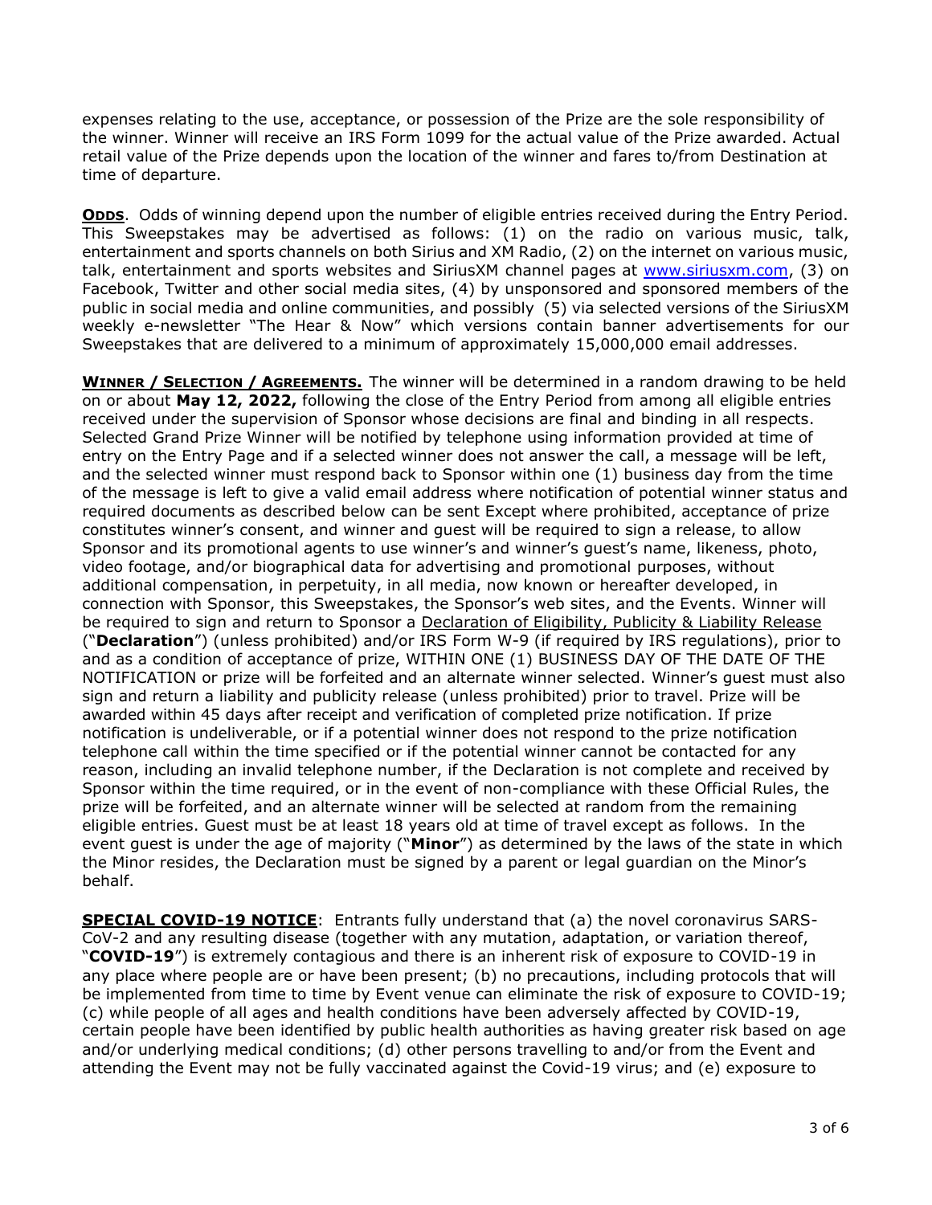expenses relating to the use, acceptance, or possession of the Prize are the sole responsibility of the winner. Winner will receive an IRS Form 1099 for the actual value of the Prize awarded. Actual retail value of the Prize depends upon the location of the winner and fares to/from Destination at time of departure.

**ODDS**. Odds of winning depend upon the number of eligible entries received during the Entry Period. This Sweepstakes may be advertised as follows: (1) on the radio on various music, talk, entertainment and sports channels on both Sirius and XM Radio, (2) on the internet on various music, talk, entertainment and sports websites and SiriusXM channel pages at www.siriusxm.com, (3) on Facebook, Twitter and other social media sites, (4) by unsponsored and sponsored members of the public in social media and online communities, and possibly (5) via selected versions of the SiriusXM weekly e-newsletter "The Hear & Now" which versions contain banner advertisements for our Sweepstakes that are delivered to a minimum of approximately 15,000,000 email addresses.

**WINNER / SELECTION / AGREEMENTS.** The winner will be determined in a random drawing to be held on or about **May 12, 2022,** following the close of the Entry Period from among all eligible entries received under the supervision of Sponsor whose decisions are final and binding in all respects. Selected Grand Prize Winner will be notified by telephone using information provided at time of entry on the Entry Page and if a selected winner does not answer the call, a message will be left, and the selected winner must respond back to Sponsor within one (1) business day from the time of the message is left to give a valid email address where notification of potential winner status and required documents as described below can be sent Except where prohibited, acceptance of prize constitutes winner's consent, and winner and guest will be required to sign a release, to allow Sponsor and its promotional agents to use winner's and winner's guest's name, likeness, photo, video footage, and/or biographical data for advertising and promotional purposes, without additional compensation, in perpetuity, in all media, now known or hereafter developed, in connection with Sponsor, this Sweepstakes, the Sponsor's web sites, and the Events. Winner will be required to sign and return to Sponsor a Declaration of Eligibility, Publicity & Liability Release ("**Declaration**") (unless prohibited) and/or IRS Form W-9 (if required by IRS regulations), prior to and as a condition of acceptance of prize, WITHIN ONE (1) BUSINESS DAY OF THE DATE OF THE NOTIFICATION or prize will be forfeited and an alternate winner selected. Winner's guest must also sign and return a liability and publicity release (unless prohibited) prior to travel. Prize will be awarded within 45 days after receipt and verification of completed prize notification. If prize notification is undeliverable, or if a potential winner does not respond to the prize notification telephone call within the time specified or if the potential winner cannot be contacted for any reason, including an invalid telephone number, if the Declaration is not complete and received by Sponsor within the time required, or in the event of non-compliance with these Official Rules, the prize will be forfeited, and an alternate winner will be selected at random from the remaining eligible entries. Guest must be at least 18 years old at time of travel except as follows. In the event guest is under the age of majority ("**Minor**") as determined by the laws of the state in which the Minor resides, the Declaration must be signed by a parent or legal guardian on the Minor's behalf.

**SPECIAL COVID-19 NOTICE**: Entrants fully understand that (a) the novel coronavirus SARS-CoV-2 and any resulting disease (together with any mutation, adaptation, or variation thereof, "**COVID-19**") is extremely contagious and there is an inherent risk of exposure to COVID-19 in any place where people are or have been present; (b) no precautions, including protocols that will be implemented from time to time by Event venue can eliminate the risk of exposure to COVID-19; (c) while people of all ages and health conditions have been adversely affected by COVID-19, certain people have been identified by public health authorities as having greater risk based on age and/or underlying medical conditions; (d) other persons travelling to and/or from the Event and attending the Event may not be fully vaccinated against the Covid-19 virus; and (e) exposure to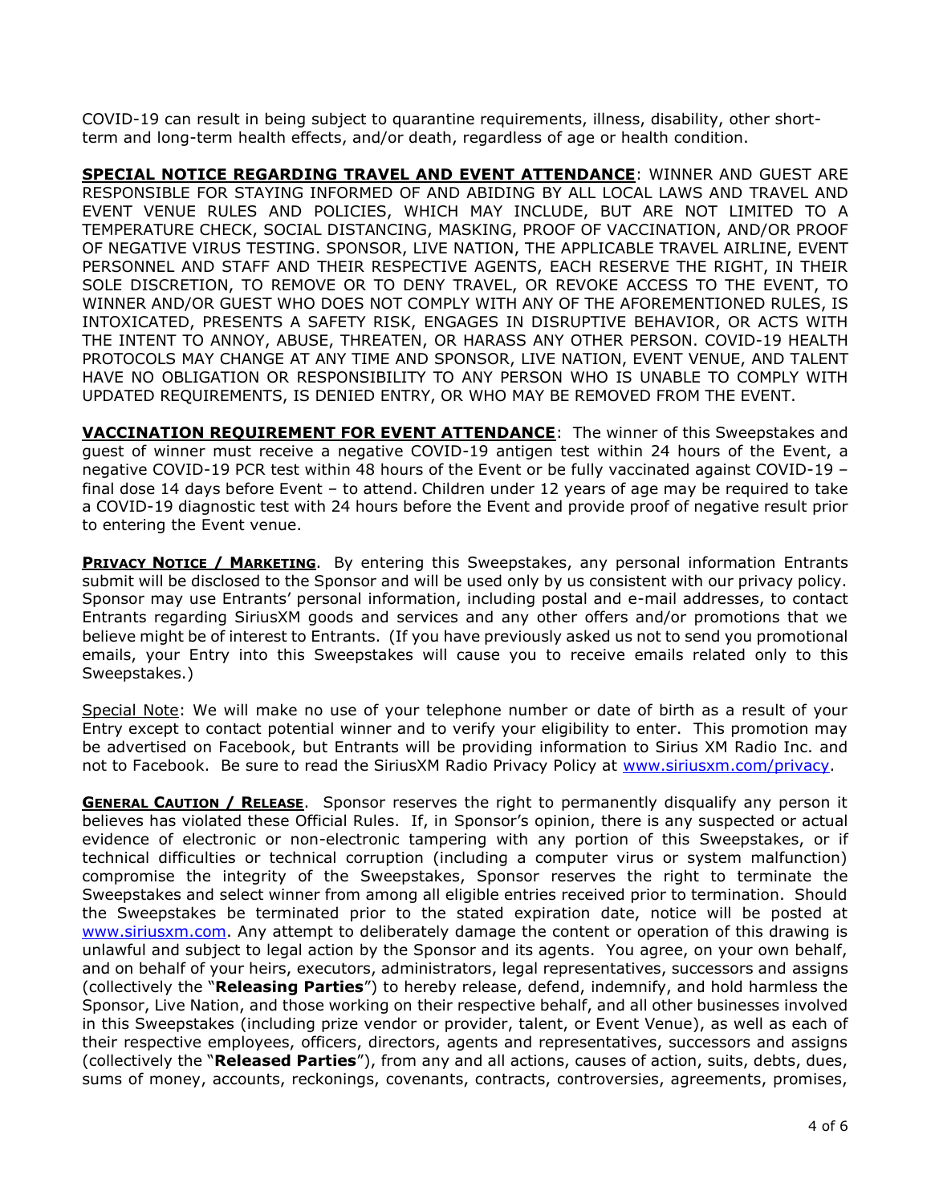COVID-19 can result in being subject to quarantine requirements, illness, disability, other short-term and long-term health effects, and/or death, regardless of age or health condition.

**SPECIAL NOTICE REGARDING TRAVEL AND EVENT ATTENDANCE**: WINNER AND GUEST ARE RESPONSIBLE FOR STAYING INFORMED OF AND ABIDING BY ALL LOCAL LAWS AND TRAVEL AND EVENT VENUE RULES AND POLICIES, WHICH MAY INCLUDE, BUT ARE NOT LIMITED TO A TEMPERATURE CHECK, SOCIAL DISTANCING, MASKING, PROOF OF VACCINATION, AND/OR PROOF OF NEGATIVE VIRUS TESTING. SPONSOR, LIVE NATION, THE APPLICABLE TRAVEL AIRLINE, EVENT PERSONNEL AND STAFF AND THEIR RESPECTIVE AGENTS, EACH RESERVE THE RIGHT, IN THEIR SOLE DISCRETION, TO REMOVE OR TO DENY TRAVEL, OR REVOKE ACCESS TO THE EVENT, TO WINNER AND/OR GUEST WHO DOES NOT COMPLY WITH ANY OF THE AFOREMENTIONED RULES, IS INTOXICATED, PRESENTS A SAFETY RISK, ENGAGES IN DISRUPTIVE BEHAVIOR, OR ACTS WITH THE INTENT TO ANNOY, ABUSE, THREATEN, OR HARASS ANY OTHER PERSON. COVID-19 HEALTH PROTOCOLS MAY CHANGE AT ANY TIME AND SPONSOR, LIVE NATION, EVENT VENUE, AND TALENT HAVE NO OBLIGATION OR RESPONSIBILITY TO ANY PERSON WHO IS UNABLE TO COMPLY WITH UPDATED REQUIREMENTS, IS DENIED ENTRY, OR WHO MAY BE REMOVED FROM THE EVENT.

**VACCINATION REQUIREMENT FOR EVENT ATTENDANCE**: The winner of this Sweepstakes and guest of winner must receive a negative COVID-19 antigen test within 24 hours of the Event, a negative COVID-19 PCR test within 48 hours of the Event or be fully vaccinated against COVID-19 – final dose 14 days before Event – to attend. Children under 12 years of age may be required to take a COVID-19 diagnostic test with 24 hours before the Event and provide proof of negative result prior to entering the Event venue.

**PRIVACY NOTICE / MARKETING**. By entering this Sweepstakes, any personal information Entrants submit will be disclosed to the Sponsor and will be used only by us consistent with our privacy policy. Sponsor may use Entrants' personal information, including postal and e-mail addresses, to contact Entrants regarding SiriusXM goods and services and any other offers and/or promotions that we believe might be of interest to Entrants. (If you have previously asked us not to send you promotional emails, your Entry into this Sweepstakes will cause you to receive emails related only to this Sweepstakes.)

Special Note: We will make no use of your telephone number or date of birth as a result of your Entry except to contact potential winner and to verify your eligibility to enter. This promotion may be advertised on Facebook, but Entrants will be providing information to Sirius XM Radio Inc. and not to Facebook. Be sure to read the SiriusXM Radio Privacy Policy at www.siriusxm.com/privacy.

**GENERAL CAUTION / RELEASE**. Sponsor reserves the right to permanently disqualify any person it believes has violated these Official Rules. If, in Sponsor's opinion, there is any suspected or actual evidence of electronic or non-electronic tampering with any portion of this Sweepstakes, or if technical difficulties or technical corruption (including a computer virus or system malfunction) compromise the integrity of the Sweepstakes, Sponsor reserves the right to terminate the Sweepstakes and select winner from among all eligible entries received prior to termination. Should the Sweepstakes be terminated prior to the stated expiration date, notice will be posted at www.siriusxm.com. Any attempt to deliberately damage the content or operation of this drawing is unlawful and subject to legal action by the Sponsor and its agents. You agree, on your own behalf, and on behalf of your heirs, executors, administrators, legal representatives, successors and assigns (collectively the "**Releasing Parties**") to hereby release, defend, indemnify, and hold harmless the Sponsor, Live Nation, and those working on their respective behalf, and all other businesses involved in this Sweepstakes (including prize vendor or provider, talent, or Event Venue), as well as each of their respective employees, officers, directors, agents and representatives, successors and assigns (collectively the "**Released Parties**"), from any and all actions, causes of action, suits, debts, dues, sums of money, accounts, reckonings, covenants, contracts, controversies, agreements, promises,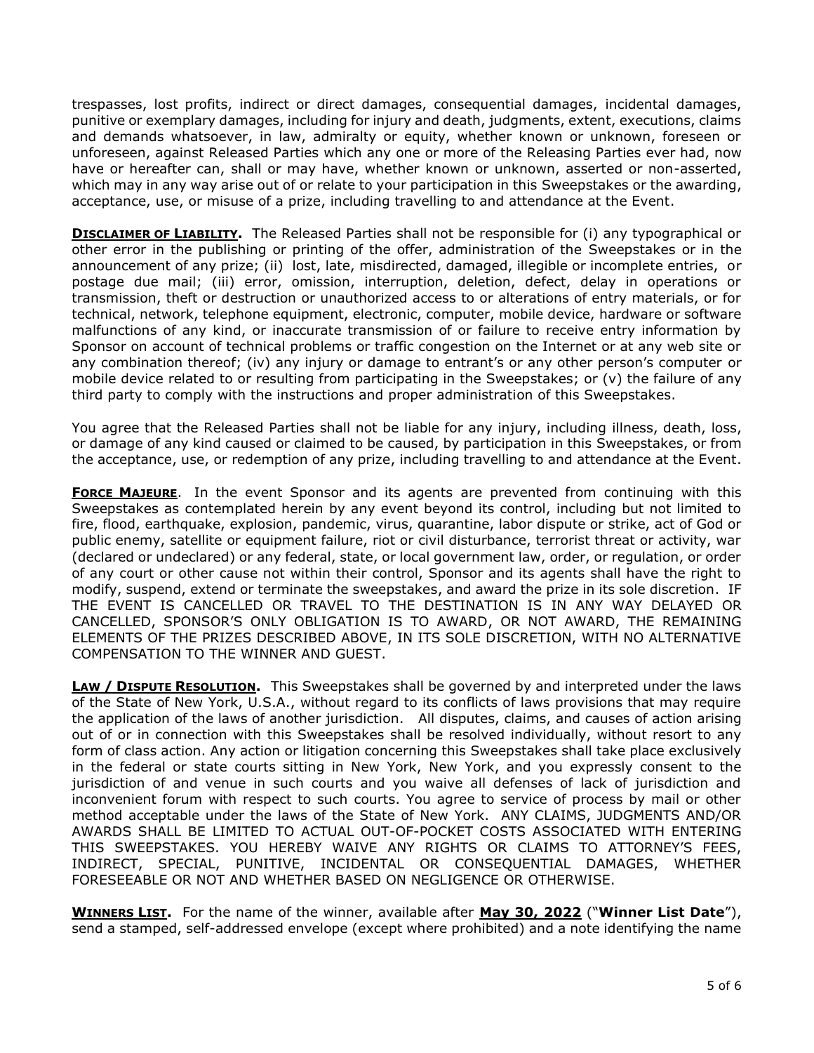trespasses, lost profits, indirect or direct damages, consequential damages, incidental damages, punitive or exemplary damages, including for injury and death, judgments, extent, executions, claims and demands whatsoever, in law, admiralty or equity, whether known or unknown, foreseen or unforeseen, against Released Parties which any one or more of the Releasing Parties ever had, now have or hereafter can, shall or may have, whether known or unknown, asserted or non-asserted, which may in any way arise out of or relate to your participation in this Sweepstakes or the awarding, acceptance, use, or misuse of a prize, including travelling to and attendance at the Event.

**DISCLAIMER OF LIABILITY.** The Released Parties shall not be responsible for (i) any typographical or other error in the publishing or printing of the offer, administration of the Sweepstakes or in the announcement of any prize; (ii) lost, late, misdirected, damaged, illegible or incomplete entries, or postage due mail; (iii) error, omission, interruption, deletion, defect, delay in operations or transmission, theft or destruction or unauthorized access to or alterations of entry materials, or for technical, network, telephone equipment, electronic, computer, mobile device, hardware or software malfunctions of any kind, or inaccurate transmission of or failure to receive entry information by Sponsor on account of technical problems or traffic congestion on the Internet or at any web site or any combination thereof; (iv) any injury or damage to entrant's or any other person's computer or mobile device related to or resulting from participating in the Sweepstakes; or (v) the failure of any third party to comply with the instructions and proper administration of this Sweepstakes.

You agree that the Released Parties shall not be liable for any injury, including illness, death, loss, or damage of any kind caused or claimed to be caused, by participation in this Sweepstakes, or from the acceptance, use, or redemption of any prize, including travelling to and attendance at the Event.

**FORCE MAJEURE**. In the event Sponsor and its agents are prevented from continuing with this Sweepstakes as contemplated herein by any event beyond its control, including but not limited to fire, flood, earthquake, explosion, pandemic, virus, quarantine, labor dispute or strike, act of God or public enemy, satellite or equipment failure, riot or civil disturbance, terrorist threat or activity, war (declared or undeclared) or any federal, state, or local government law, order, or regulation, or order of any court or other cause not within their control, Sponsor and its agents shall have the right to modify, suspend, extend or terminate the sweepstakes, and award the prize in its sole discretion. IF THE EVENT IS CANCELLED OR TRAVEL TO THE DESTINATION IS IN ANY WAY DELAYED OR CANCELLED, SPONSOR'S ONLY OBLIGATION IS TO AWARD, OR NOT AWARD, THE REMAINING ELEMENTS OF THE PRIZES DESCRIBED ABOVE, IN ITS SOLE DISCRETION, WITH NO ALTERNATIVE COMPENSATION TO THE WINNER AND GUEST.

**LAW / DISPUTE RESOLUTION.** This Sweepstakes shall be governed by and interpreted under the laws of the State of New York, U.S.A., without regard to its conflicts of laws provisions that may require the application of the laws of another jurisdiction. All disputes, claims, and causes of action arising out of or in connection with this Sweepstakes shall be resolved individually, without resort to any form of class action. Any action or litigation concerning this Sweepstakes shall take place exclusively in the federal or state courts sitting in New York, New York, and you expressly consent to the jurisdiction of and venue in such courts and you waive all defenses of lack of jurisdiction and inconvenient forum with respect to such courts. You agree to service of process by mail or other method acceptable under the laws of the State of New York. ANY CLAIMS, JUDGMENTS AND/OR AWARDS SHALL BE LIMITED TO ACTUAL OUT-OF-POCKET COSTS ASSOCIATED WITH ENTERING THIS SWEEPSTAKES. YOU HEREBY WAIVE ANY RIGHTS OR CLAIMS TO ATTORNEY'S FEES, INDIRECT, SPECIAL, PUNITIVE, INCIDENTAL OR CONSEQUENTIAL DAMAGES, WHETHER FORESEEABLE OR NOT AND WHETHER BASED ON NEGLIGENCE OR OTHERWISE.

**WINNERS LIST.** For the name of the winner, available after **May 30, 2022** ("**Winner List Date**"), send a stamped, self-addressed envelope (except where prohibited) and a note identifying the name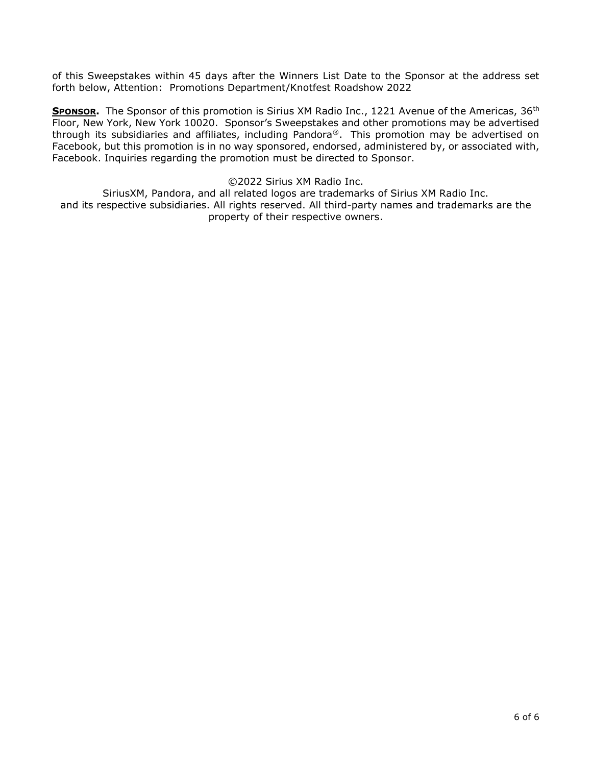of this Sweepstakes within 45 days after the Winners List Date to the Sponsor at the address set forth below, Attention: Promotions Department/Knotfest Roadshow 2022

**SPONSOR.** The Sponsor of this promotion is Sirius XM Radio Inc., 1221 Avenue of the Americas, 36th Floor, New York, New York 10020. Sponsor's Sweepstakes and other promotions may be advertised through its subsidiaries and affiliates, including Pandora®. This promotion may be advertised on Facebook, but this promotion is in no way sponsored, endorsed, administered by, or associated with, Facebook. Inquiries regarding the promotion must be directed to Sponsor.

©2022 Sirius XM Radio Inc.
SiriusXM, Pandora, and all related logos are trademarks of Sirius XM Radio Inc. and its respective subsidiaries. All rights reserved. All third-party names and trademarks are the property of their respective owners.